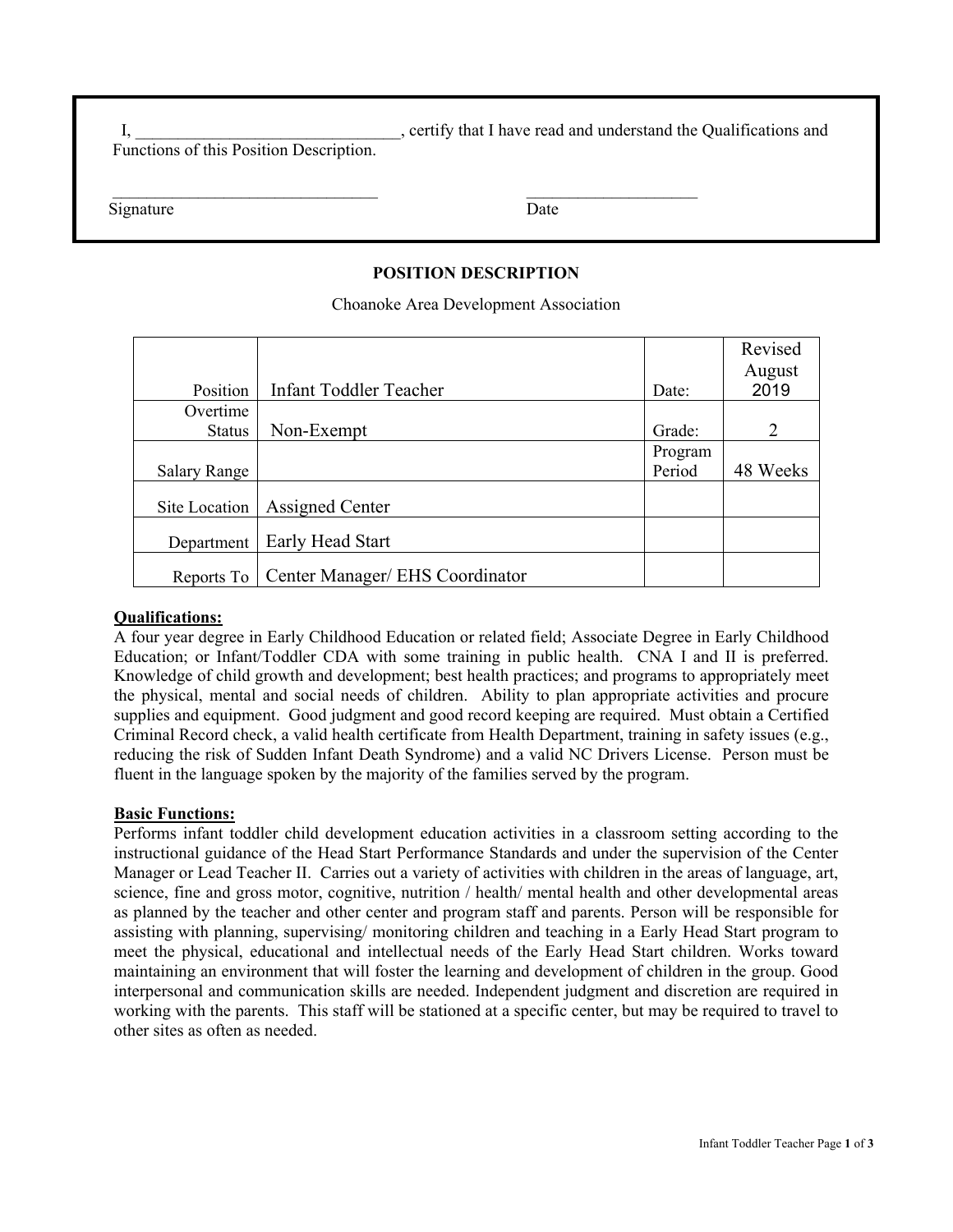I, ______________________________, certify that I have read and understand the Qualifications and Functions of this Position Description.

_______________________________ Signature

____________________ Date

**POSITION DESCRIPTION**

Choanoke Area Development Association

| | | | |
|---|---|---|---|
| Position | Infant Toddler Teacher | Date: | Revised August 2019 |
| Overtime Status | Non-Exempt | Grade: | 2 |
| Salary Range | | Program Period | 48 Weeks |
| Site Location | Assigned Center | | |
| Department | Early Head Start | | |
| Reports To | Center Manager/ EHS Coordinator | | |

**Qualifications:**

A four year degree in Early Childhood Education or related field; Associate Degree in Early Childhood Education; or Infant/Toddler CDA with some training in public health. CNA I and II is preferred. Knowledge of child growth and development; best health practices; and programs to appropriately meet the physical, mental and social needs of children. Ability to plan appropriate activities and procure supplies and equipment. Good judgment and good record keeping are required. Must obtain a Certified Criminal Record check, a valid health certificate from Health Department, training in safety issues (e.g., reducing the risk of Sudden Infant Death Syndrome) and a valid NC Drivers License. Person must be fluent in the language spoken by the majority of the families served by the program.

**Basic Functions:**

Performs infant toddler child development education activities in a classroom setting according to the instructional guidance of the Head Start Performance Standards and under the supervision of the Center Manager or Lead Teacher II. Carries out a variety of activities with children in the areas of language, art, science, fine and gross motor, cognitive, nutrition / health/ mental health and other developmental areas as planned by the teacher and other center and program staff and parents. Person will be responsible for assisting with planning, supervising/ monitoring children and teaching in a Early Head Start program to meet the physical, educational and intellectual needs of the Early Head Start children. Works toward maintaining an environment that will foster the learning and development of children in the group. Good interpersonal and communication skills are needed. Independent judgment and discretion are required in working with the parents. This staff will be stationed at a specific center, but may be required to travel to other sites as often as needed.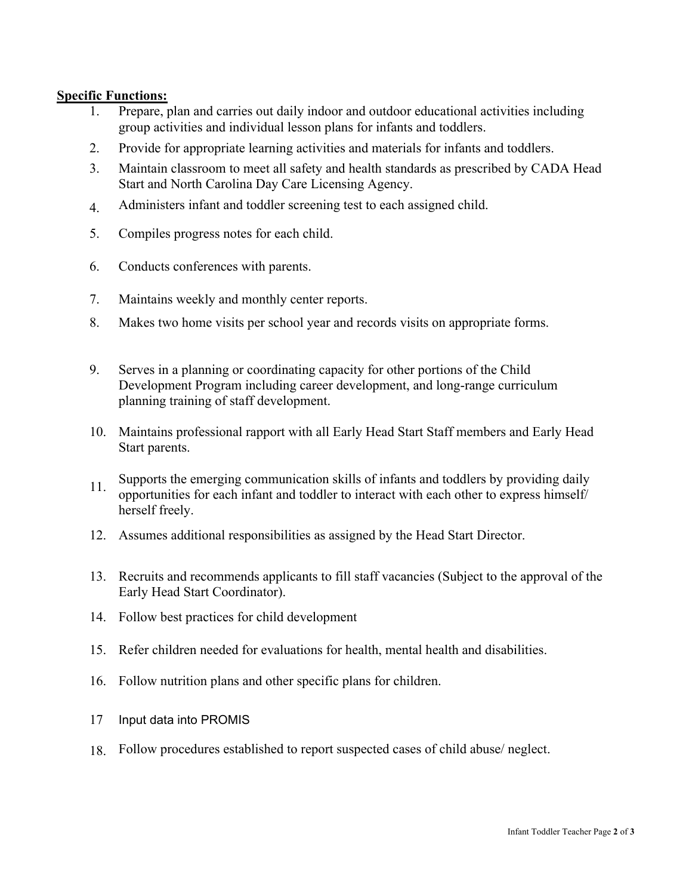**Specific Functions:**

1. Prepare, plan and carries out daily indoor and outdoor educational activities including group activities and individual lesson plans for infants and toddlers.
2. Provide for appropriate learning activities and materials for infants and toddlers.
3. Maintain classroom to meet all safety and health standards as prescribed by CADA Head Start and North Carolina Day Care Licensing Agency.
4. Administers infant and toddler screening test to each assigned child.
5. Compiles progress notes for each child.
6. Conducts conferences with parents.
7. Maintains weekly and monthly center reports.
8. Makes two home visits per school year and records visits on appropriate forms.
9. Serves in a planning or coordinating capacity for other portions of the Child Development Program including career development, and long-range curriculum planning training of staff development.
10. Maintains professional rapport with all Early Head Start Staff members and Early Head Start parents.
11. Supports the emerging communication skills of infants and toddlers by providing daily opportunities for each infant and toddler to interact with each other to express himself/ herself freely.
12. Assumes additional responsibilities as assigned by the Head Start Director.
13. Recruits and recommends applicants to fill staff vacancies (Subject to the approval of the Early Head Start Coordinator).
14. Follow best practices for child development
15. Refer children needed for evaluations for health, mental health and disabilities.
16. Follow nutrition plans and other specific plans for children.
17. Input data into PROMIS
18. Follow procedures established to report suspected cases of child abuse/ neglect.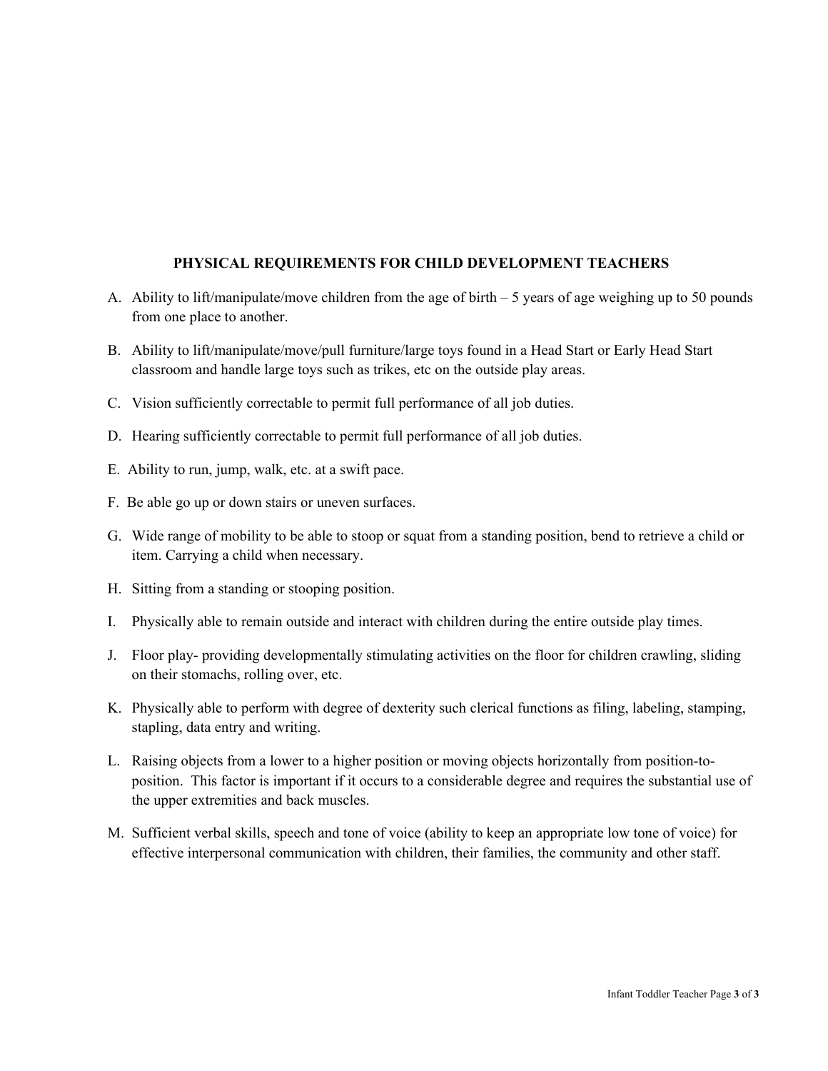**PHYSICAL REQUIREMENTS FOR CHILD DEVELOPMENT TEACHERS**

A. Ability to lift/manipulate/move children from the age of birth – 5 years of age weighing up to 50 pounds from one place to another.

B. Ability to lift/manipulate/move/pull furniture/large toys found in a Head Start or Early Head Start classroom and handle large toys such as trikes, etc on the outside play areas.

C. Vision sufficiently correctable to permit full performance of all job duties.

D. Hearing sufficiently correctable to permit full performance of all job duties.

E. Ability to run, jump, walk, etc. at a swift pace.

F. Be able go up or down stairs or uneven surfaces.

G. Wide range of mobility to be able to stoop or squat from a standing position, bend to retrieve a child or item. Carrying a child when necessary.

H. Sitting from a standing or stooping position.

I. Physically able to remain outside and interact with children during the entire outside play times.

J. Floor play- providing developmentally stimulating activities on the floor for children crawling, sliding on their stomachs, rolling over, etc.

K. Physically able to perform with degree of dexterity such clerical functions as filing, labeling, stamping, stapling, data entry and writing.

L. Raising objects from a lower to a higher position or moving objects horizontally from position-to-position. This factor is important if it occurs to a considerable degree and requires the substantial use of the upper extremities and back muscles.

M. Sufficient verbal skills, speech and tone of voice (ability to keep an appropriate low tone of voice) for effective interpersonal communication with children, their families, the community and other staff.